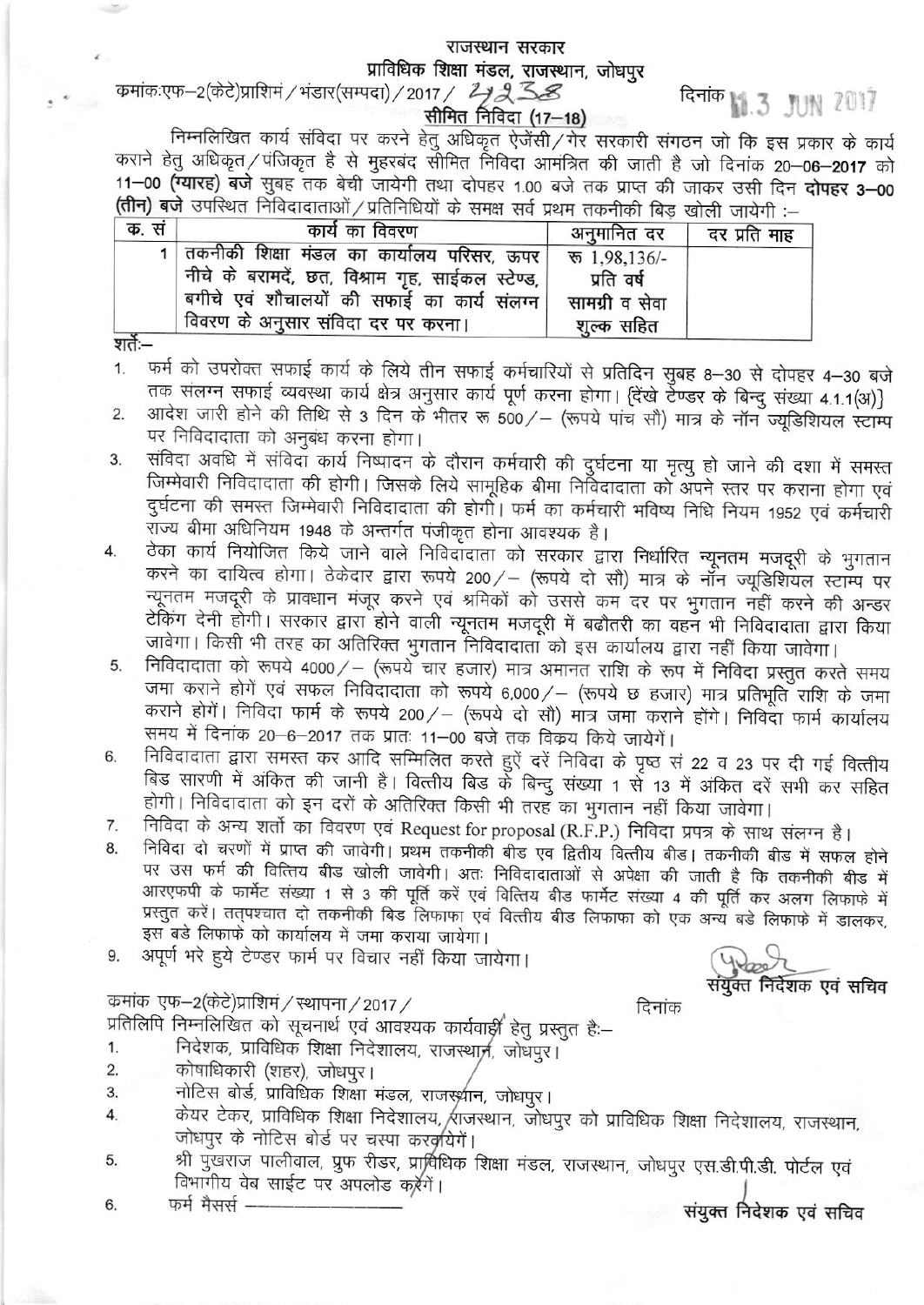# राजस्थान सरकार

## प्राविधिक शिक्षा मंडल, राजस्थान, जोधपुर

क्रमांक:एफ–2(केटे)प्राशिमं / भंडार(सम्पदा) / 2017 / 4238 दिनांक 13 JUN 2017

### सीमित निविदा (17–18)

निम्नलिखित कार्य संविदा पर करने हेतु अधिकृत ऐजेंसी / गैर सरकारी संगठन जो कि इस प्रकार के कार्य कराने हेतु अधिकृत / पंजिकृत है से मुहरबंद सीमित निविदा आमंत्रित की जाती है जो दिनांक 20–06–2017 को 11–00 (ग्यारह) बजे सुबह तक बेची जायेगी तथा दोपहर 1.00 बजे तक प्राप्त की जाकर उसी दिन **दोपहर 3–00 (तीन) बजे** उपस्थित निविदादाताओं / प्रतिनिधियों के समक्ष सर्व प्रथम तकनीकी बिड खोली जायेगी :–

| क. सं | कार्य का विवरण | अनुमानित दर | दर प्रति माह |
|---|---|---|---|
| 1 | तकनीकी शिक्षा मंडल का कार्यालय परिसर, ऊपर नीचे के बरामदें, छत, विश्राम गृह, साईकल स्टेण्ड, बगीचे एवं शौचालयों की सफाई का कार्य संलग्न विवरण के अनुसार संविदा दर पर करना। | रू 1,98,136/- प्रति वर्ष सामग्री व सेवा शुल्क सहित | |

शर्तेः–

1. फर्म को उपरोक्त सफाई कार्य के लिये तीन सफाई कर्मचारियों से प्रतिदिन सुबह 8–30 से दोपहर 4–30 बजे तक संलग्न सफाई व्यवस्था कार्य क्षेत्र अनुसार कार्य पूर्ण करना होगा। {देंखे टेण्डर के बिन्दु संख्या 4.1.1(अ)}
2. आदेश जारी होने की तिथि से 3 दिन के भीतर रू 500/– (रूपये पांच सौ) मात्र के नॉन ज्यूडिशियल स्टाम्प पर निविदादाता को अनुबंध करना होगा।
3. संविदा अवधि में संविदा कार्य निष्पादन के दौरान कर्मचारी की दुर्घटना या मृत्यु हो जाने की दशा में समस्त जिम्मेवारी निविदादाता की होगी। जिसके लिये सामूहिक बीमा निविदादाता को अपने स्तर पर कराना होगा एवं दुर्घटना की समस्त जिम्मेवारी निविदादाता की होगी। फर्म का कर्मचारी भविष्य निधि नियम 1952 एवं कर्मचारी राज्य बीमा अधिनियम 1948 के अन्तर्गत पंजीकृत होना आवश्यक है।
4. ठेका कार्य नियोजित किये जाने वाले निविदादाता को सरकार द्वारा निर्धारित न्यूनतम मजदूरी के भुगतान करने का दायित्व होगा। ठेकेदार द्वारा रूपये 200/– (रूपये दो सौ) मात्र के नॉन ज्यूडिशियल स्टाम्प पर न्यूनतम मजदूरी के प्रावधान मंजूर करने एवं श्रमिकों को उससे कम दर पर भुगतान नहीं करने की अन्डर टेकिंग देनी होगी। सरकार द्वारा होने वाली न्यूनतम मजदूरी में बढौतरी का वहन भी निविदादाता द्वारा किया जावेगा। किसी भी तरह का अतिरिक्त भुगतान निविदादाता को इस कार्यालय द्वारा नहीं किया जावेगा।
5. निविदादाता को रूपये 4000/– (रूपये चार हजार) मात्र अमानत राशि के रूप में निविदा प्रस्तुत करते समय जमा कराने होगें एवं सफल निविदादाता को रूपये 6,000/– (रूपये छ हजार) मात्र प्रतिभूति राशि के जमा कराने होगें। निविदा फार्म के रूपये 200/– (रूपये दो सौ) मात्र जमा कराने होंगे। निविदा फार्म कार्यालय समय में दिनांक 20–6–2017 तक प्रातः 11–00 बजे तक विक्रय किये जायेगें।
6. निविदादाता द्वारा समस्त कर आदि सम्मिलित करते हुऐं दरें निविदा के पृष्ठ सं 22 व 23 पर दी गई वित्तीय बिड सारणी में अंकित की जानी है। वित्तीय बिड के बिन्दु संख्या 1 से 13 में अंकित दरें सभी कर सहित होगी। निविदादाता को इन दरों के अतिरिक्त किसी भी तरह का भुगतान नहीं किया जावेगा।
7. निविदा के अन्य शर्तो का विवरण एवं Request for proposal (R.F.P.) निविदा प्रपत्र के साथ संलग्न है।
8. निविदा दो चरणों में प्राप्त की जावेगी। प्रथम तकनीकी बीड एव द्वितीय वित्तीय बीड। तकनीकी बीड में सफल होने पर उस फर्म की वित्तिय बीड खोली जावेगी। अतः निविदादाताओं से अपेक्षा की जाती है कि तकनीकी बीड में आरएफपी के फार्मेट संख्या 1 से 3 की पूर्ति करें एवं वित्तिय बीड फार्मेट संख्या 4 की पूर्ति कर अलग लिफाफे में प्रस्तुत करें। तत्पश्चात दो तकनीकी बिड लिफाफा एवं वित्तीय बीड लिफाफा को एक अन्य बडे लिफाफे में डालकर, इस बडे लिफाफे को कार्यालय में जमा कराया जायेगा।
9. अपूर्ण भरे हुये टेण्डर फार्म पर विचार नहीं किया जायेगा।

संयुक्त निदेशक एवं सचिव

क्रमांक एफ–2(केटे)प्राशिमं / स्थापना / 2017 / दिनांक

प्रतिलिपि निम्नलिखित को सूचनार्थ एवं आवश्यक कार्यवाही हेतु प्रस्तुत हैः–

1. निदेशक, प्राविधिक शिक्षा निदेशालय, राजस्थान, जोधपुर।
2. कोषाधिकारी (शहर), जोधपुर।
3. नोटिस बोर्ड, प्राविधिक शिक्षा मंडल, राजस्थान, जोधपुर।
4. केयर टेकर, प्राविधिक शिक्षा निदेशालय, राजस्थान, जोधपुर को प्राविधिक शिक्षा निदेशालय, राजस्थान, जोधपुर के नोटिस बोर्ड पर चस्पा करवायेगें।
5. श्री पुखराज पालीवाल, प्रुफ रीडर, प्राविधिक शिक्षा मंडल, राजस्थान, जोधपुर एस.डी.पी.डी. पोर्टल एवं विभागीय वेब साईट पर अपलोड करेंगें।
6. फर्म मैसर्स –––––––––––

संयुक्त निदेशक एवं सचिव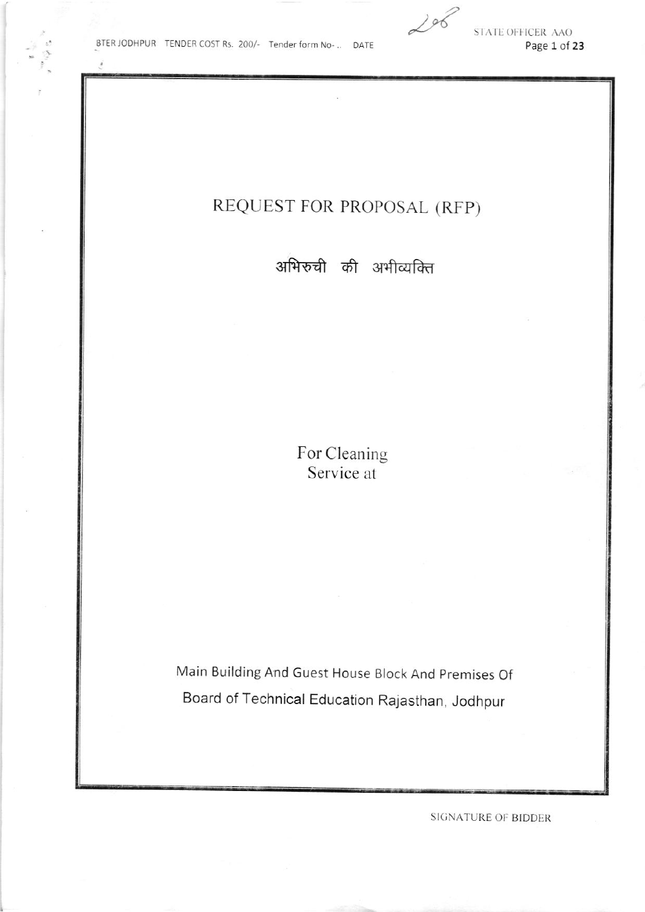# REQUEST FOR PROPOSAL (RFP)

## अभिरुची की अभीव्यक्ति

For Cleaning
Service at

Main Building And Guest House Block And Premises Of
Board of Technical Education Rajasthan, Jodhpur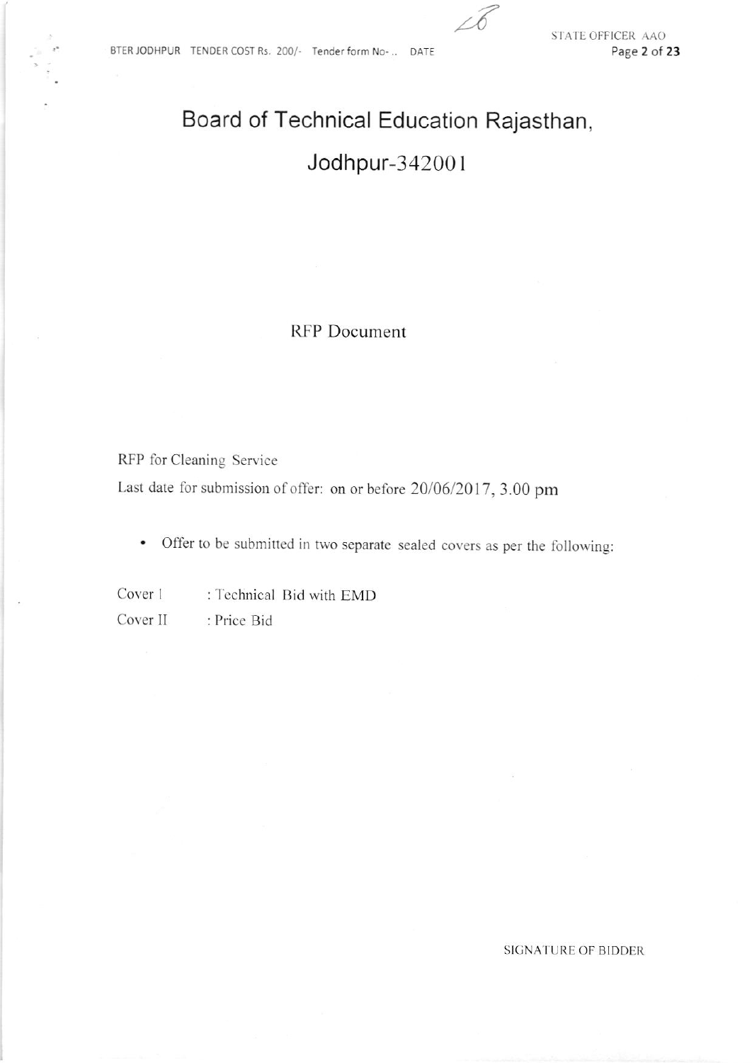# Board of Technical Education Rajasthan,

# Jodhpur-342001

## RFP Document

RFP for Cleaning Service

Last date for submission of offer: on or before 20/06/2017, 3.00 pm

- Offer to be submitted in two separate sealed covers as per the following:

Cover I : Technical Bid with EMD

Cover II : Price Bid

SIGNATURE OF BIDDER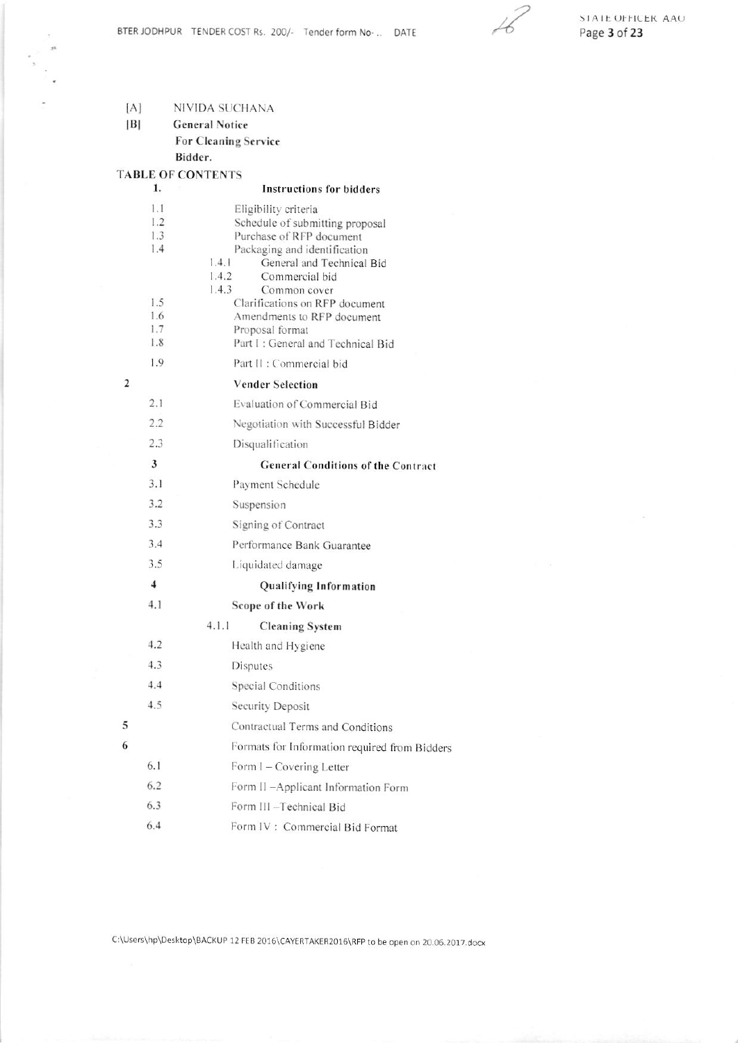[A] NIVIDA SUCHANA

[B] **General Notice**

**For Cleaning Service**

**Bidder.**

TABLE OF CONTENTS

**1. Instructions for bidders**

- 1.1 Eligibility criteria
- 1.2 Schedule of submitting proposal
- 1.3 Purchase of RFP document
- 1.4 Packaging and identification
  - 1.4.1 General and Technical Bid
  - 1.4.2 Commercial bid
  - 1.4.3 Common cover
- 1.5 Clarifications on RFP document
- 1.6 Amendments to RFP document
- 1.7 Proposal format
- 1.8 Part I : General and Technical Bid
- 1.9 Part II : Commercial bid

**2 Vender Selection**

- 2.1 Evaluation of Commercial Bid
- 2.2 Negotiation with Successful Bidder
- 2.3 Disqualification

**3 General Conditions of the Contract**

- 3.1 Payment Schedule
- 3.2 Suspension
- 3.3 Signing of Contract
- 3.4 Performance Bank Guarantee
- 3.5 Liquidated damage

**4 Qualifying Information**

- 4.1 **Scope of the Work**
  - 4.1.1 **Cleaning System**
- 4.2 Health and Hygiene
- 4.3 Disputes
- 4.4 Special Conditions
- 4.5 Security Deposit

5 Contractual Terms and Conditions

6 Formats for Information required from Bidders

- 6.1 Form I – Covering Letter
- 6.2 Form II –Applicant Information Form
- 6.3 Form III –Technical Bid
- 6.4 Form IV : Commercial Bid Format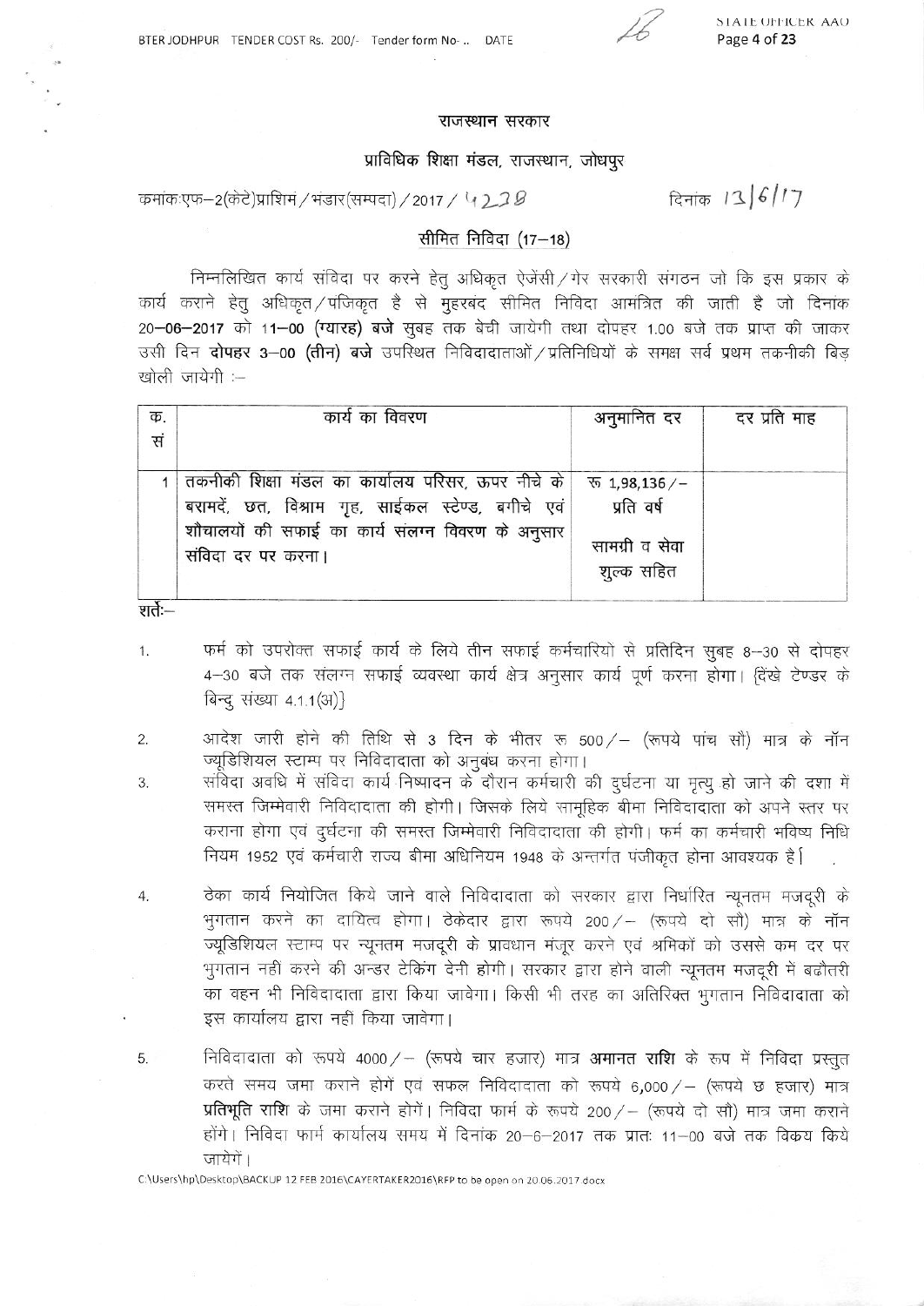## राजस्थान सरकार

### प्राविधिक शिक्षा मंडल, राजस्थान, जोधपुर

क्रमांकःएफ–2(केटे)प्राशिमं / भंडार(सम्पदा) / 2017 / 4228 दिनांक 13/6/17

### सीमित निविदा (17–18)

निम्नलिखित कार्य संविदा पर करने हेतु अधिकृत ऐजेंसी / गैर सरकारी संगठन जो कि इस प्रकार के कार्य कराने हेतु अधिकृत / पंजिकृत है से मुहरबंद सीमित निविदा आमंत्रित की जाती है जो दिनांक **20–06–2017** को **11–00 (ग्यारह) बजे** सुबह तक बेची जायेगी तथा दोपहर 1.00 बजे तक प्राप्त की जाकर उसी दिन **दोपहर 3–00 (तीन) बजे** उपस्थित निविदादाताओं / प्रतिनिधियों के समक्ष सर्व प्रथम तकनीकी बिड़ खोली जायेगी :–

| क्र. सं | कार्य का विवरण | अनुमानित दर | दर प्रति माह |
|---|---|---|---|
| 1 | तकनीकी शिक्षा मंडल का कार्यालय परिसर, ऊपर नीचे के बरामदें, छत, विश्राम गृह, साईकल स्टेण्ड, बगीचे एवं शौचालयों की सफाई का कार्य संलग्न विवरण के अनुसार संविदा दर पर करना। | रू 1,98,136 /– प्रति वर्ष सामग्री व सेवा शुल्क सहित | |

शर्तेः–

1. फर्म को उपरोक्त सफाई कार्य के लिये तीन सफाई कर्मचारियों से प्रतिदिन सुबह 8–30 से दोपहर 4–30 बजे तक संलग्न सफाई व्यवस्था कार्य क्षेत्र अनुसार कार्य पूर्ण करना होगा। {देखे टेण्डर के बिन्दु संख्या 4.1.1(अ)}
2. आदेश जारी होने की तिथि से 3 दिन के भीतर रू 500 /– (रूपये पांच सौ) मात्र के नॉन ज्यूडिशियल स्टाम्प पर निविदादाता को अनुबंध करना होगा।
3. संविदा अवधि में संविदा कार्य निष्पादन के दौरान कर्मचारी की दुर्घटना या मृत्यु हो जाने की दशा में समस्त जिम्मेवारी निविदादाता की होगी। जिसके लिये सामूहिक बीमा निविदादाता को अपने स्तर पर कराना होगा एवं दुर्घटना की समस्त जिम्मेवारी निविदादाता की होगी। फर्म का कर्मचारी भविष्य निधि नियम 1952 एवं कर्मचारी राज्य बीमा अधिनियम 1948 के अन्तर्गत पंजीकृत होना आवश्यक है।
4. ठेका कार्य नियोजित किये जाने वाले निविदादाता को सरकार द्वारा निर्धारित न्यूनतम मजदूरी के भुगतान करने का दायित्व होगा। ठेकेदार द्वारा रूपये 200 /– (रूपये दो सौ) मात्र के नॉन ज्यूडिशियल स्टाम्प पर न्यूनतम मजदूरी के प्रावधान मंजूर करने एवं श्रमिकों को उससे कम दर पर भुगतान नहीं करने की अन्डर टेकिंग देनी होगी। सरकार द्वारा होने वाली न्यूनतम मजदूरी में बढौतरी का वहन भी निविदादाता द्वारा किया जावेगा। किसी भी तरह का अतिरिक्त भुगतान निविदादाता को इस कार्यालय द्वारा नहीं किया जावेगा।
5. निविदादाता को रूपये 4000 /– (रूपये चार हजार) मात्र **अमानत राशि** के रूप में निविदा प्रस्तुत करते समय जमा कराने होगें एवं सफल निविदादाता को रूपये 6,000 /– (रूपये छ हजार) मात्र **प्रतिभूति राशि** के जमा कराने होगें। निविदा फार्म के रूपये 200 /– (रूपये दो सौ) मात्र जमा कराने होंगे। निविदा फार्म कार्यालय समय में दिनांक 20–6–2017 तक प्रातः 11–00 बजे तक विक्रय किये जायेगें।